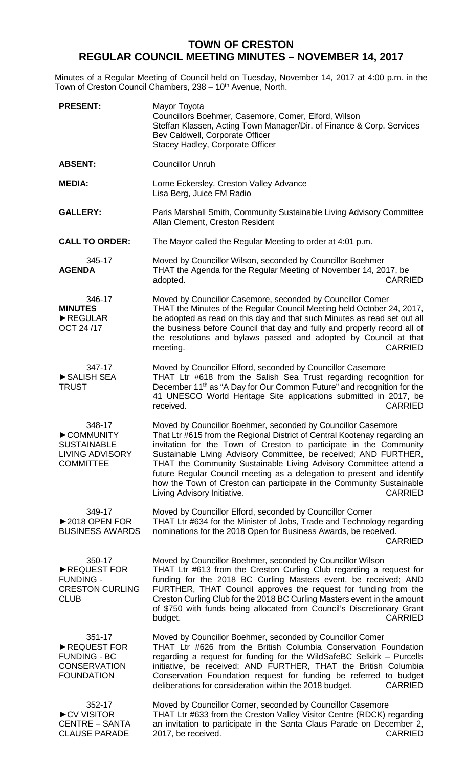# TOWN OF CRESTON
## REGULAR COUNCIL MEETING MINUTES – NOVEMBER 14, 2017

Minutes of a Regular Meeting of Council held on Tuesday, November 14, 2017 at 4:00 p.m. in the Town of Creston Council Chambers, 238 – 10th Avenue, North.

**PRESENT:** Mayor Toyota
Councillors Boehmer, Casemore, Comer, Elford, Wilson
Steffan Klassen, Acting Town Manager/Dir. of Finance & Corp. Services
Bev Caldwell, Corporate Officer
Stacey Hadley, Corporate Officer

**ABSENT:** Councillor Unruh

**MEDIA:** Lorne Eckersley, Creston Valley Advance
Lisa Berg, Juice FM Radio

**GALLERY:** Paris Marshall Smith, Community Sustainable Living Advisory Committee
Allan Clement, Creston Resident

**CALL TO ORDER:** The Mayor called the Regular Meeting to order at 4:01 p.m.

345-17
**AGENDA**

Moved by Councillor Wilson, seconded by Councillor Boehmer
THAT the Agenda for the Regular Meeting of November 14, 2017, be adopted. CARRIED

346-17
**MINUTES**
**►REGULAR OCT 24 /17**

Moved by Councillor Casemore, seconded by Councillor Comer
THAT the Minutes of the Regular Council Meeting held October 24, 2017, be adopted as read on this day and that such Minutes as read set out all the business before Council that day and fully and properly record all of the resolutions and bylaws passed and adopted by Council at that meeting. CARRIED

347-17
**►SALISH SEA TRUST**

Moved by Councillor Elford, seconded by Councillor Casemore
THAT Ltr #618 from the Salish Sea Trust regarding recognition for December 11th as "A Day for Our Common Future" and recognition for the 41 UNESCO World Heritage Site applications submitted in 2017, be received. CARRIED

348-17
**►COMMUNITY SUSTAINABLE LIVING ADVISORY COMMITTEE**

Moved by Councillor Boehmer, seconded by Councillor Casemore
That Ltr #615 from the Regional District of Central Kootenay regarding an invitation for the Town of Creston to participate in the Community Sustainable Living Advisory Committee, be received; AND FURTHER, THAT the Community Sustainable Living Advisory Committee attend a future Regular Council meeting as a delegation to present and identify how the Town of Creston can participate in the Community Sustainable Living Advisory Initiative. CARRIED

349-17
**►2018 OPEN FOR BUSINESS AWARDS**

Moved by Councillor Elford, seconded by Councillor Comer
THAT Ltr #634 for the Minister of Jobs, Trade and Technology regarding nominations for the 2018 Open for Business Awards, be received. CARRIED

350-17
**►REQUEST FOR FUNDING - CRESTON CURLING CLUB**

Moved by Councillor Boehmer, seconded by Councillor Wilson
THAT Ltr #613 from the Creston Curling Club regarding a request for funding for the 2018 BC Curling Masters event, be received; AND FURTHER, THAT Council approves the request for funding from the Creston Curling Club for the 2018 BC Curling Masters event in the amount of $750 with funds being allocated from Council's Discretionary Grant budget. CARRIED

351-17
**►REQUEST FOR FUNDING - BC CONSERVATION FOUNDATION**

Moved by Councillor Boehmer, seconded by Councillor Comer
THAT Ltr #626 from the British Columbia Conservation Foundation regarding a request for funding for the WildSafeBC Selkirk – Purcells initiative, be received; AND FURTHER, THAT the British Columbia Conservation Foundation request for funding be referred to budget deliberations for consideration within the 2018 budget. CARRIED

352-17
**►CV VISITOR CENTRE – SANTA CLAUSE PARADE**

Moved by Councillor Comer, seconded by Councillor Casemore
THAT Ltr #633 from the Creston Valley Visitor Centre (RDCK) regarding an invitation to participate in the Santa Claus Parade on December 2, 2017, be received. CARRIED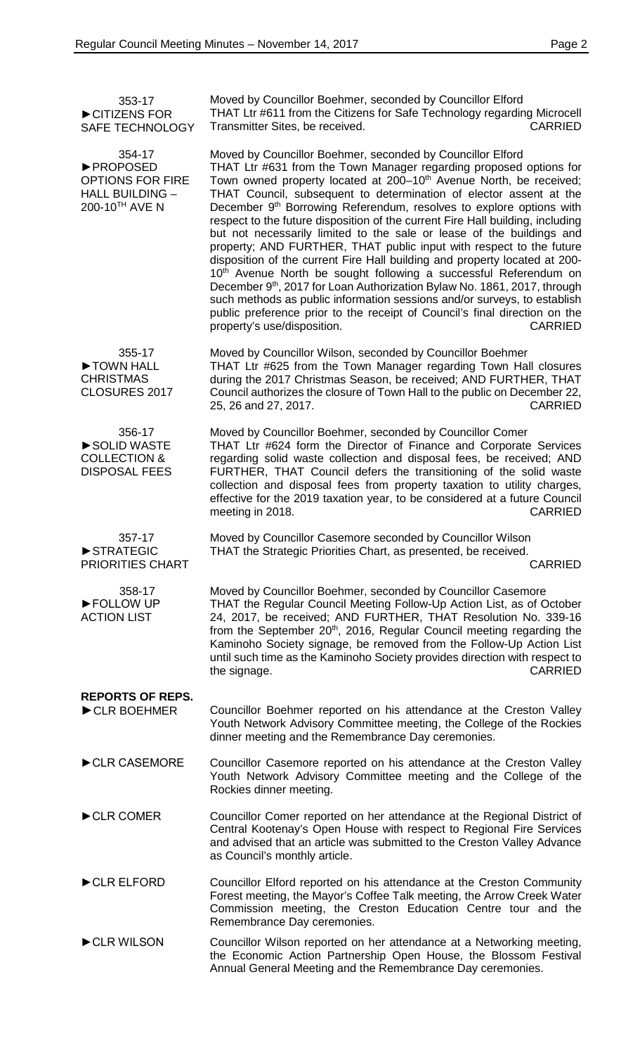**353-17**
**►CITIZENS FOR SAFE TECHNOLOGY**

Moved by Councillor Boehmer, seconded by Councillor Elford
THAT Ltr #611 from the Citizens for Safe Technology regarding Microcell Transmitter Sites, be received. CARRIED

**354-17**
**►PROPOSED OPTIONS FOR FIRE HALL BUILDING – 200-10TH AVE N**

Moved by Councillor Boehmer, seconded by Councillor Elford
THAT Ltr #631 from the Town Manager regarding proposed options for Town owned property located at 200–10th Avenue North, be received; THAT Council, subsequent to determination of elector assent at the December 9th Borrowing Referendum, resolves to explore options with respect to the future disposition of the current Fire Hall building, including but not necessarily limited to the sale or lease of the buildings and property; AND FURTHER, THAT public input with respect to the future disposition of the current Fire Hall building and property located at 200-10th Avenue North be sought following a successful Referendum on December 9th, 2017 for Loan Authorization Bylaw No. 1861, 2017, through such methods as public information sessions and/or surveys, to establish public preference prior to the receipt of Council's final direction on the property's use/disposition. CARRIED

**355-17**
**►TOWN HALL CHRISTMAS CLOSURES 2017**

Moved by Councillor Wilson, seconded by Councillor Boehmer
THAT Ltr #625 from the Town Manager regarding Town Hall closures during the 2017 Christmas Season, be received; AND FURTHER, THAT Council authorizes the closure of Town Hall to the public on December 22, 25, 26 and 27, 2017. CARRIED

**356-17**
**►SOLID WASTE COLLECTION & DISPOSAL FEES**

Moved by Councillor Boehmer, seconded by Councillor Comer
THAT Ltr #624 form the Director of Finance and Corporate Services regarding solid waste collection and disposal fees, be received; AND FURTHER, THAT Council defers the transitioning of the solid waste collection and disposal fees from property taxation to utility charges, effective for the 2019 taxation year, to be considered at a future Council meeting in 2018. CARRIED

**357-17**
**►STRATEGIC PRIORITIES CHART**

Moved by Councillor Casemore seconded by Councillor Wilson
THAT the Strategic Priorities Chart, as presented, be received. CARRIED

**358-17**
**►FOLLOW UP ACTION LIST**

Moved by Councillor Boehmer, seconded by Councillor Casemore
THAT the Regular Council Meeting Follow-Up Action List, as of October 24, 2017, be received; AND FURTHER, THAT Resolution No. 339-16 from the September 20th, 2016, Regular Council meeting regarding the Kaminoho Society signage, be removed from the Follow-Up Action List until such time as the Kaminoho Society provides direction with respect to the signage. CARRIED

**REPORTS OF REPS.**

**►CLR BOEHMER**

Councillor Boehmer reported on his attendance at the Creston Valley Youth Network Advisory Committee meeting, the College of the Rockies dinner meeting and the Remembrance Day ceremonies.

**►CLR CASEMORE**

Councillor Casemore reported on his attendance at the Creston Valley Youth Network Advisory Committee meeting and the College of the Rockies dinner meeting.

**►CLR COMER**

Councillor Comer reported on her attendance at the Regional District of Central Kootenay's Open House with respect to Regional Fire Services and advised that an article was submitted to the Creston Valley Advance as Council's monthly article.

**►CLR ELFORD**

Councillor Elford reported on his attendance at the Creston Community Forest meeting, the Mayor's Coffee Talk meeting, the Arrow Creek Water Commission meeting, the Creston Education Centre tour and the Remembrance Day ceremonies.

**►CLR WILSON**

Councillor Wilson reported on her attendance at a Networking meeting, the Economic Action Partnership Open House, the Blossom Festival Annual General Meeting and the Remembrance Day ceremonies.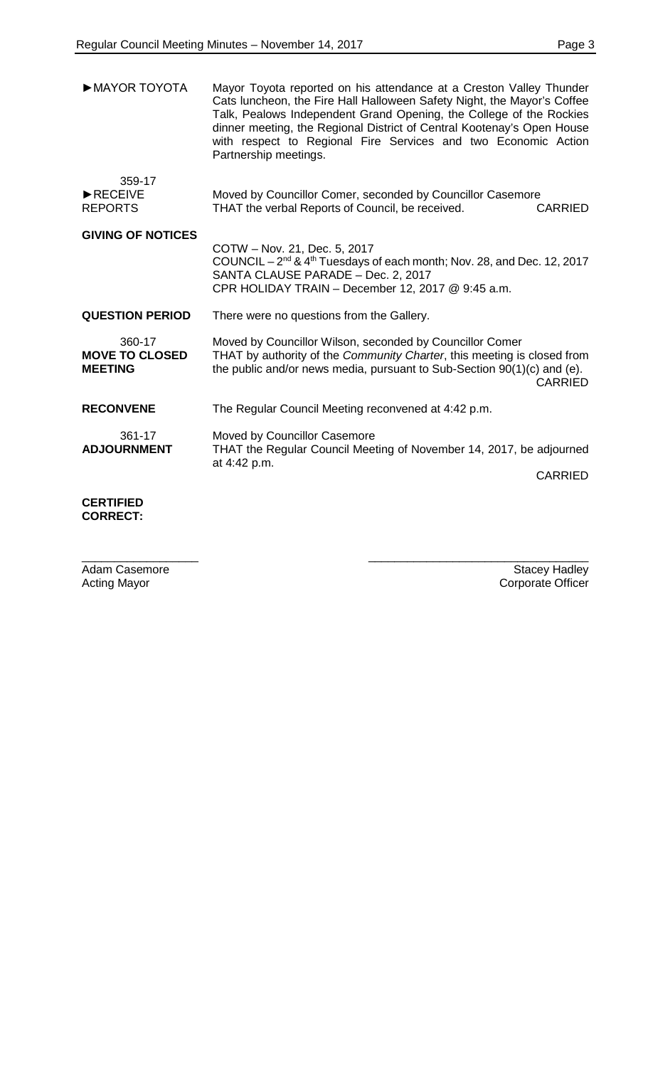**►MAYOR TOYOTA** Mayor Toyota reported on his attendance at a Creston Valley Thunder Cats luncheon, the Fire Hall Halloween Safety Night, the Mayor's Coffee Talk, Pealows Independent Grand Opening, the College of the Rockies dinner meeting, the Regional District of Central Kootenay's Open House with respect to Regional Fire Services and two Economic Action Partnership meetings.

359-17
**►RECEIVE REPORTS**

Moved by Councillor Comer, seconded by Councillor Casemore
THAT the verbal Reports of Council, be received. CARRIED

**GIVING OF NOTICES**

COTW – Nov. 21, Dec. 5, 2017
COUNCIL – $2^{nd}$ & $4^{th}$ Tuesdays of each month; Nov. 28, and Dec. 12, 2017
SANTA CLAUSE PARADE – Dec. 2, 2017
CPR HOLIDAY TRAIN – December 12, 2017 @ 9:45 a.m.

**QUESTION PERIOD** There were no questions from the Gallery.

360-17
**MOVE TO CLOSED MEETING**

Moved by Councillor Wilson, seconded by Councillor Comer
THAT by authority of the *Community Charter*, this meeting is closed from the public and/or news media, pursuant to Sub-Section 90(1)(c) and (e).
CARRIED

**RECONVENE** The Regular Council Meeting reconvened at 4:42 p.m.

361-17
**ADJOURNMENT**

Moved by Councillor Casemore
THAT the Regular Council Meeting of November 14, 2017, be adjourned at 4:42 p.m.
CARRIED

**CERTIFIED CORRECT:**

\_\_\_\_\_\_\_\_\_\_\_\_\_\_\_\_\_\_
Adam Casemore
Acting Mayor

\_\_\_\_\_\_\_\_\_\_\_\_\_\_\_\_\_\_
Stacey Hadley
Corporate Officer